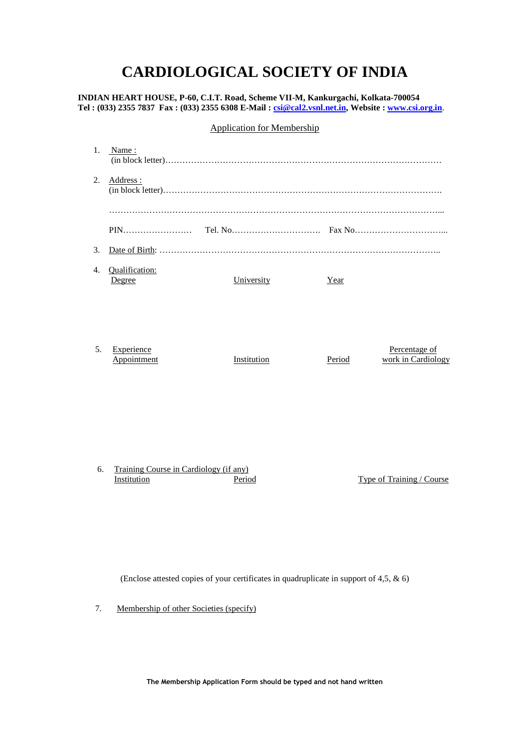# CARDIOLOGICAL SOCIETY OF INDIA

**INDIAN HEART HOUSE, P-60, C.I.T. Road, Scheme VII-M, Kankurgachi, Kolkata-700054**
**Tel : (033) 2355 7837 Fax : (033) 2355 6308 E-Mail : csi@cal2.vsnl.net.in, Website : www.csi.org.in**.

Application for Membership

1. Name :
   (in block letter)………………………………………………………………………………………

2. Address :
   (in block letter)……………………………………………………………………………………….

   …………………………………………………………………………………………………………...

   PIN…………………… Tel. No…………………………. Fax No…………………………...

3. Date of Birth: ……………………………………………………………………………………..

4. Qualification:

| Degree | University | Year |
|---|---|---|
| | | |

5. Experience

| Appointment | Institution | Period | Percentage of work in Cardiology |
|---|---|---|---|
| | | | |

6. Training Course in Cardiology (if any)

| Institution | Period | Type of Training / Course |
|---|---|---|
| | | |

(Enclose attested copies of your certificates in quadruplicate in support of 4,5, & 6)

7. Membership of other Societies (specify)

**The Membership Application Form should be typed and not hand written**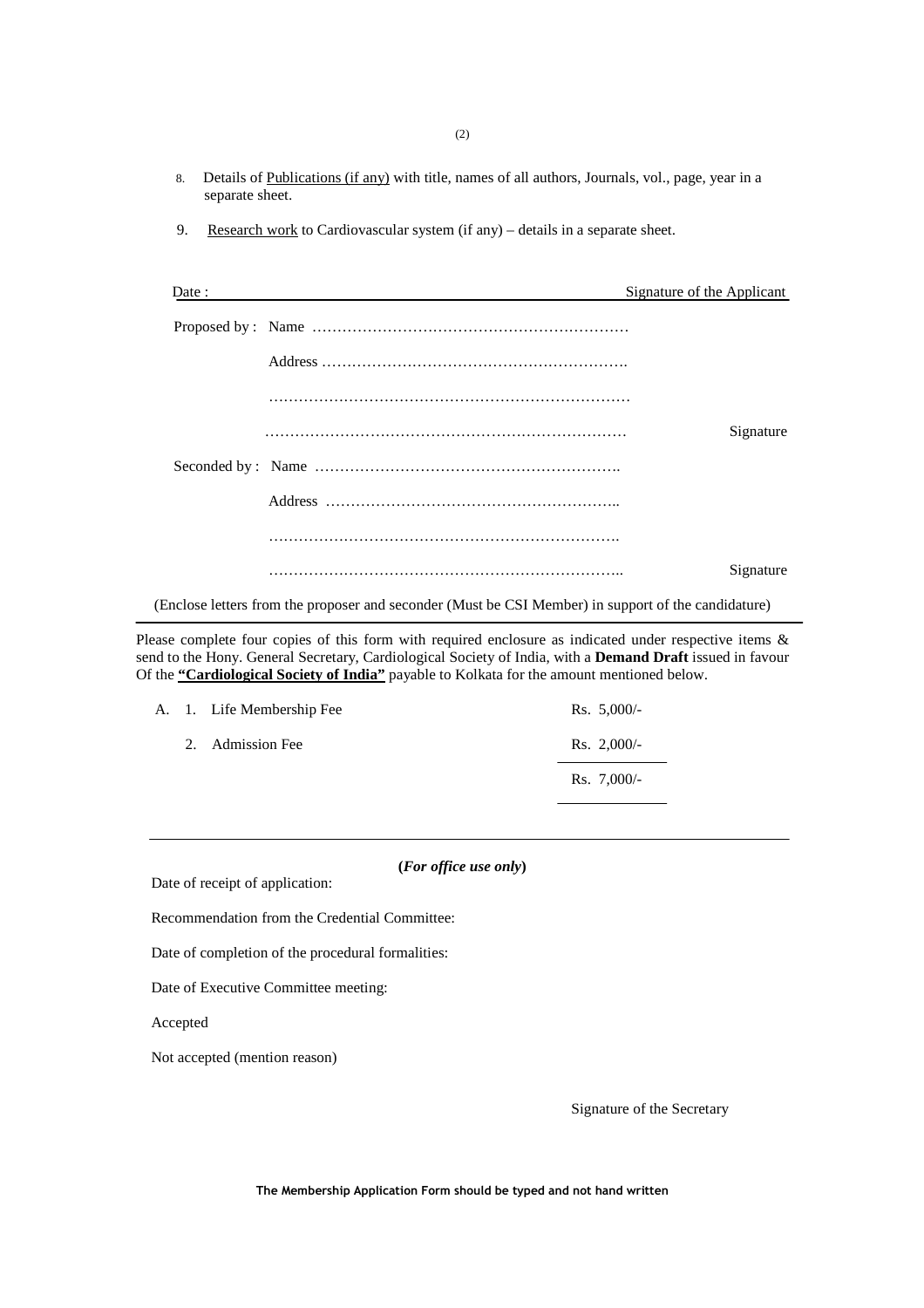8. Details of Publications (if any) with title, names of all authors, Journals, vol., page, year in a separate sheet.

9. Research work to Cardiovascular system (if any) – details in a separate sheet.

Date : Signature of the Applicant

Proposed by : Name ………………………………………………………

Address …………………………………………………….

………………………………………………………………

……………………………………………………………… Signature

Seconded by : Name …………………………………………………….

Address …………………………………………………..

…………………………………………………………….

…………………………………………………………….. Signature

(Enclose letters from the proposer and seconder (Must be CSI Member) in support of the candidature)

---

Please complete four copies of this form with required enclosure as indicated under respective items & send to the Hony. General Secretary, Cardiological Society of India, with a **Demand Draft** issued in favour Of the **"Cardiological Society of India"** payable to Kolkata for the amount mentioned below.

| | | |
|---|---|---|
| A. 1. | Life Membership Fee | Rs. 5,000/- |
| 2. | Admission Fee | Rs. 2,000/- |
| | | Rs. 7,000/- |

---

**(*For office use only*)**

Date of receipt of application:

Recommendation from the Credential Committee:

Date of completion of the procedural formalities:

Date of Executive Committee meeting:

Accepted

Not accepted (mention reason)

Signature of the Secretary

**The Membership Application Form should be typed and not hand written**